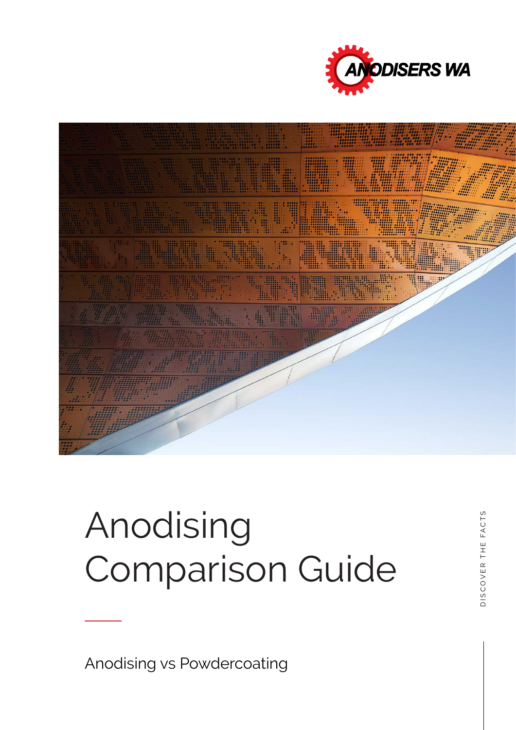ANODISERS WA

# Anodising Comparison Guide

Anodising vs Powdercoating

DISCOVER THE FACTS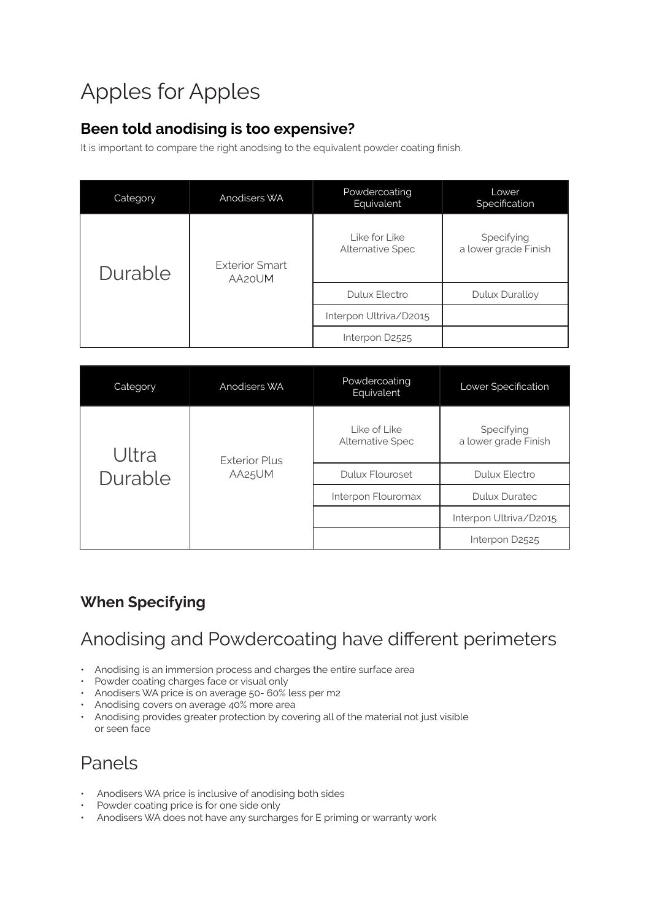# Apples for Apples

## Been told anodising is too expensive?

It is important to compare the right anodsing to the equivalent powder coating finish.

| Category | Anodisers WA | Powdercoating Equivalent | Lower Specification |
|---|---|---|---|
| Durable | Exterior Smart AA20UM | Like for Like Alternative Spec | Specifying a lower grade Finish |
| | | Dulux Electro | Dulux Duralloy |
| | | Interpon Ultriva/D2015 | |
| | | Interpon D2525 | |

| Category | Anodisers WA | Powdercoating Equivalent | Lower Specification |
|---|---|---|---|
| Ultra Durable | Exterior Plus AA25UM | Like of Like Alternative Spec | Specifying a lower grade Finish |
| | | Dulux Flouroset | Dulux Electro |
| | | Interpon Flouromax | Dulux Duratec |
| | | | Interpon Ultriva/D2015 |
| | | | Interpon D2525 |

### When Specifying

## Anodising and Powdercoating have different perimeters

- Anodising is an immersion process and charges the entire surface area
- Powder coating charges face or visual only
- Anodisers WA price is on average 50- 60% less per m2
- Anodising covers on average 40% more area
- Anodising provides greater protection by covering all of the material not just visible or seen face

## Panels

- Anodisers WA price is inclusive of anodising both sides
- Powder coating price is for one side only
- Anodisers WA does not have any surcharges for E priming or warranty work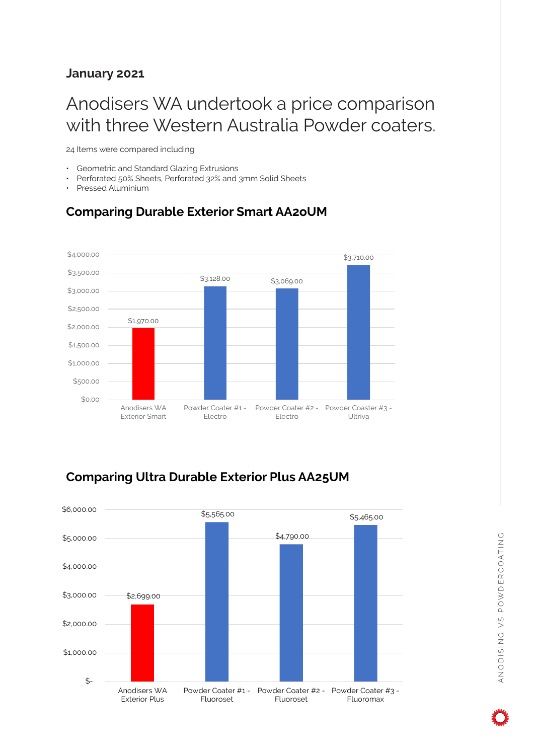**January 2021**

# Anodisers WA undertook a price comparison with three Western Australia Powder coaters.

24 Items were compared including

- Geometric and Standard Glazing Extrusions
- Perforated 50% Sheets, Perforated 32% and 3mm Solid Sheets
- Pressed Aluminium

## Comparing Durable Exterior Smart AA20UM

| Supplier | Price |
|---|---|
| Anodisers WA Exterior Smart | $1,970.00 |
| Powder Coater #1 - Electro | $3,128.00 |
| Powder Coater #2 - Electro | $3,069.00 |
| Powder Coaster #3 - Ultriva | $3,710.00 |

## Comparing Ultra Durable Exterior Plus AA25UM

| Supplier | Price |
|---|---|
| Anodisers WA Exterior Plus | $2,699.00 |
| Powder Coater #1 - Fluoroset | $5,565.00 |
| Powder Coater #2 - Fluoroset | $4,790.00 |
| Powder Coater #3 - Fluoromax | $5,465.00 |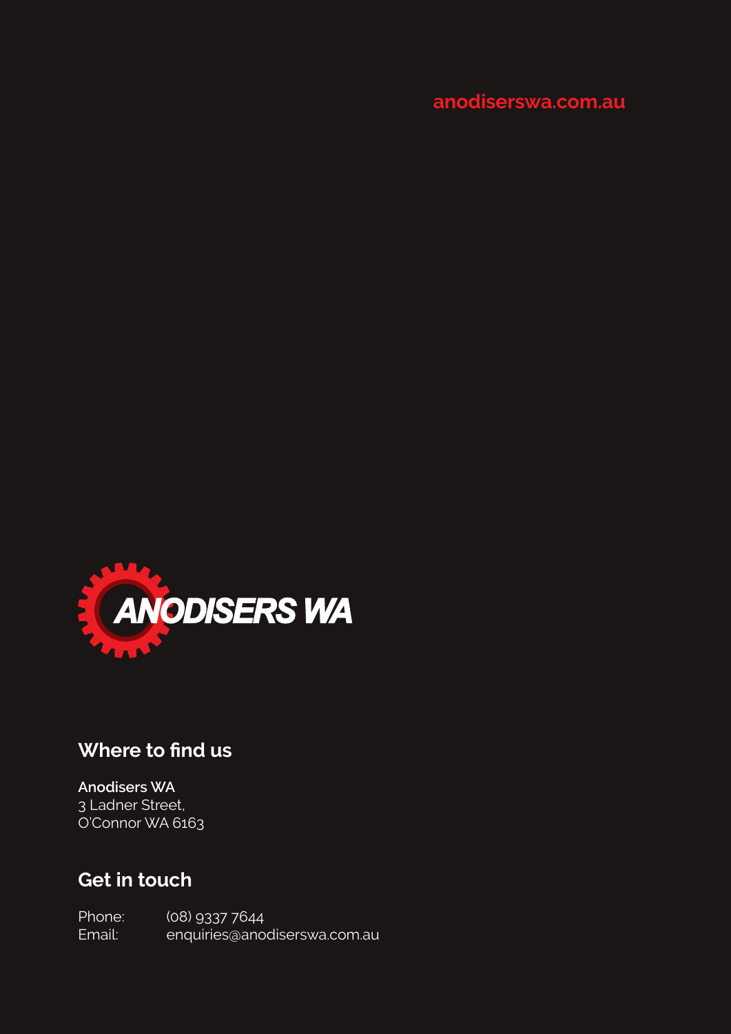anodiserswa.com.au

ANODISERS WA

## Where to find us

**Anodisers WA**
3 Ladner Street,
O'Connor WA 6163

## Get in touch

Phone: (08) 9337 7644
Email: enquiries@anodiserswa.com.au